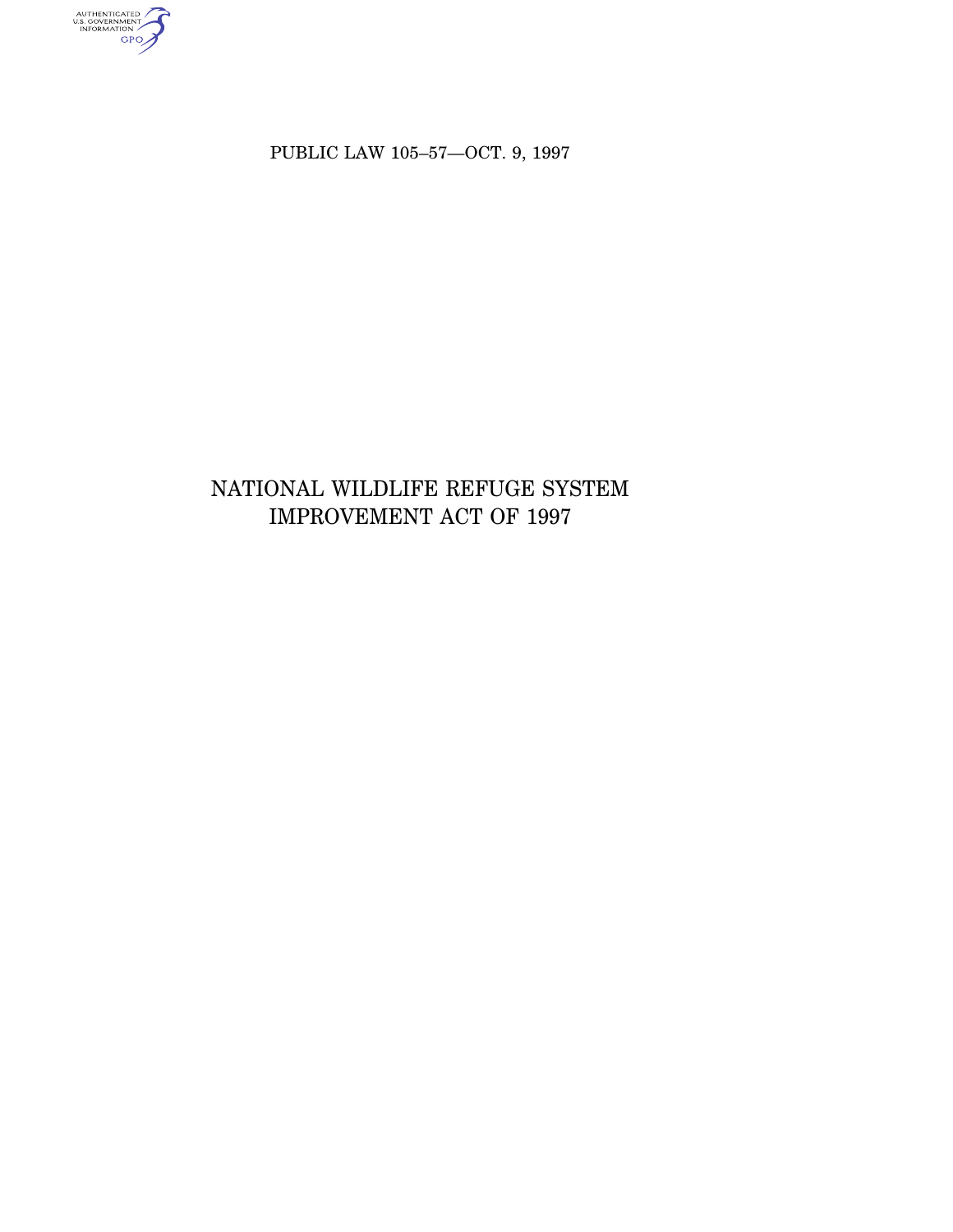PUBLIC LAW 105–57—OCT. 9, 1997

# NATIONAL WILDLIFE REFUGE SYSTEM IMPROVEMENT ACT OF 1997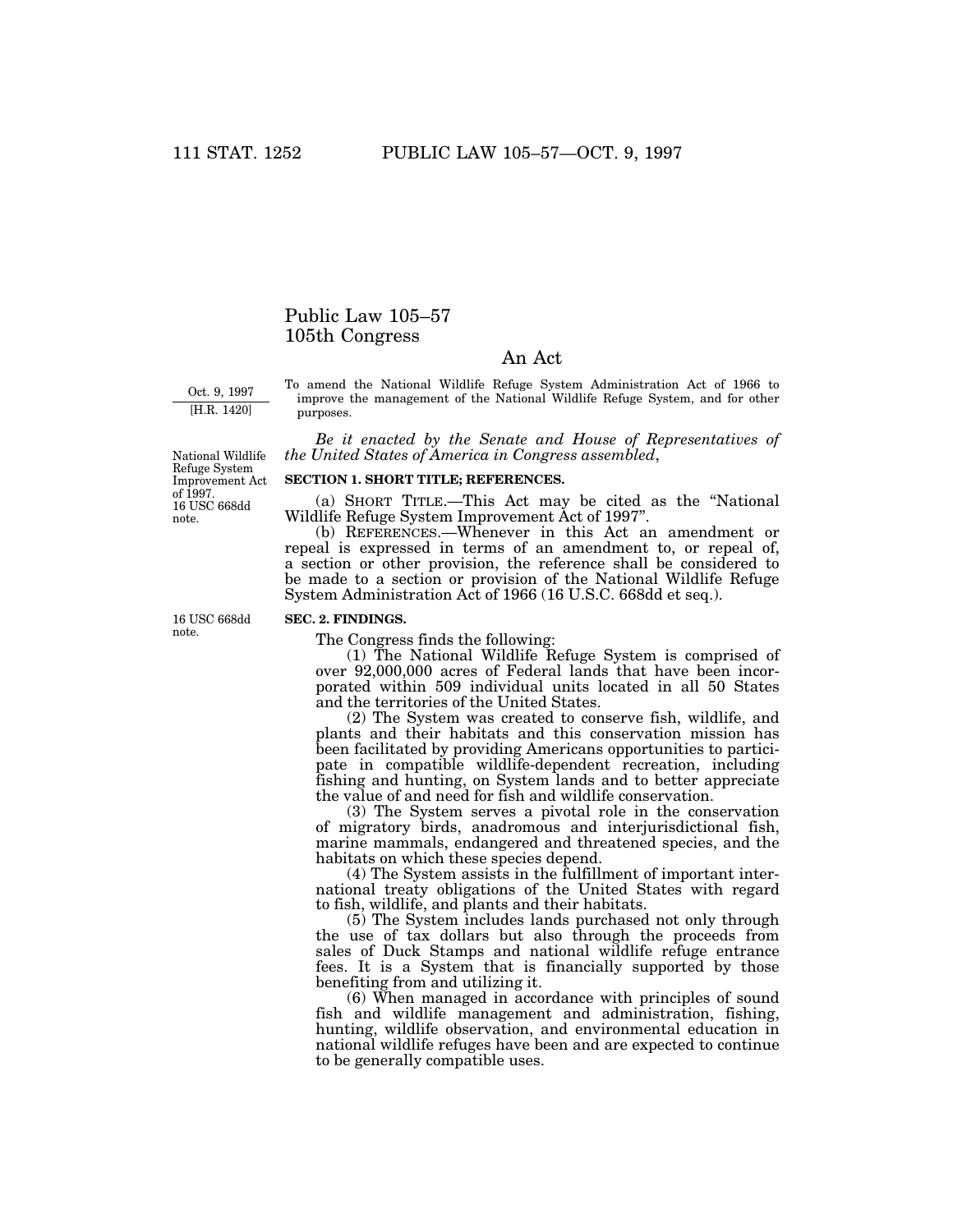# Public Law 105–57
## 105th Congress

## An Act

Oct. 9, 1997
[H.R. 1420]

To amend the National Wildlife Refuge System Administration Act of 1966 to improve the management of the National Wildlife Refuge System, and for other purposes.

*Be it enacted by the Senate and House of Representatives of the United States of America in Congress assembled,*

National Wildlife Refuge System Improvement Act of 1997. 16 USC 668dd note.

**SECTION 1. SHORT TITLE; REFERENCES.**

(a) SHORT TITLE.—This Act may be cited as the "National Wildlife Refuge System Improvement Act of 1997".

(b) REFERENCES.—Whenever in this Act an amendment or repeal is expressed in terms of an amendment to, or repeal of, a section or other provision, the reference shall be considered to be made to a section or provision of the National Wildlife Refuge System Administration Act of 1966 (16 U.S.C. 668dd et seq.).

16 USC 668dd note.

**SEC. 2. FINDINGS.**

The Congress finds the following:

(1) The National Wildlife Refuge System is comprised of over 92,000,000 acres of Federal lands that have been incorporated within 509 individual units located in all 50 States and the territories of the United States.

(2) The System was created to conserve fish, wildlife, and plants and their habitats and this conservation mission has been facilitated by providing Americans opportunities to participate in compatible wildlife-dependent recreation, including fishing and hunting, on System lands and to better appreciate the value of and need for fish and wildlife conservation.

(3) The System serves a pivotal role in the conservation of migratory birds, anadromous and interjurisdictional fish, marine mammals, endangered and threatened species, and the habitats on which these species depend.

(4) The System assists in the fulfillment of important international treaty obligations of the United States with regard to fish, wildlife, and plants and their habitats.

(5) The System includes lands purchased not only through the use of tax dollars but also through the proceeds from sales of Duck Stamps and national wildlife refuge entrance fees. It is a System that is financially supported by those benefiting from and utilizing it.

(6) When managed in accordance with principles of sound fish and wildlife management and administration, fishing, hunting, wildlife observation, and environmental education in national wildlife refuges have been and are expected to continue to be generally compatible uses.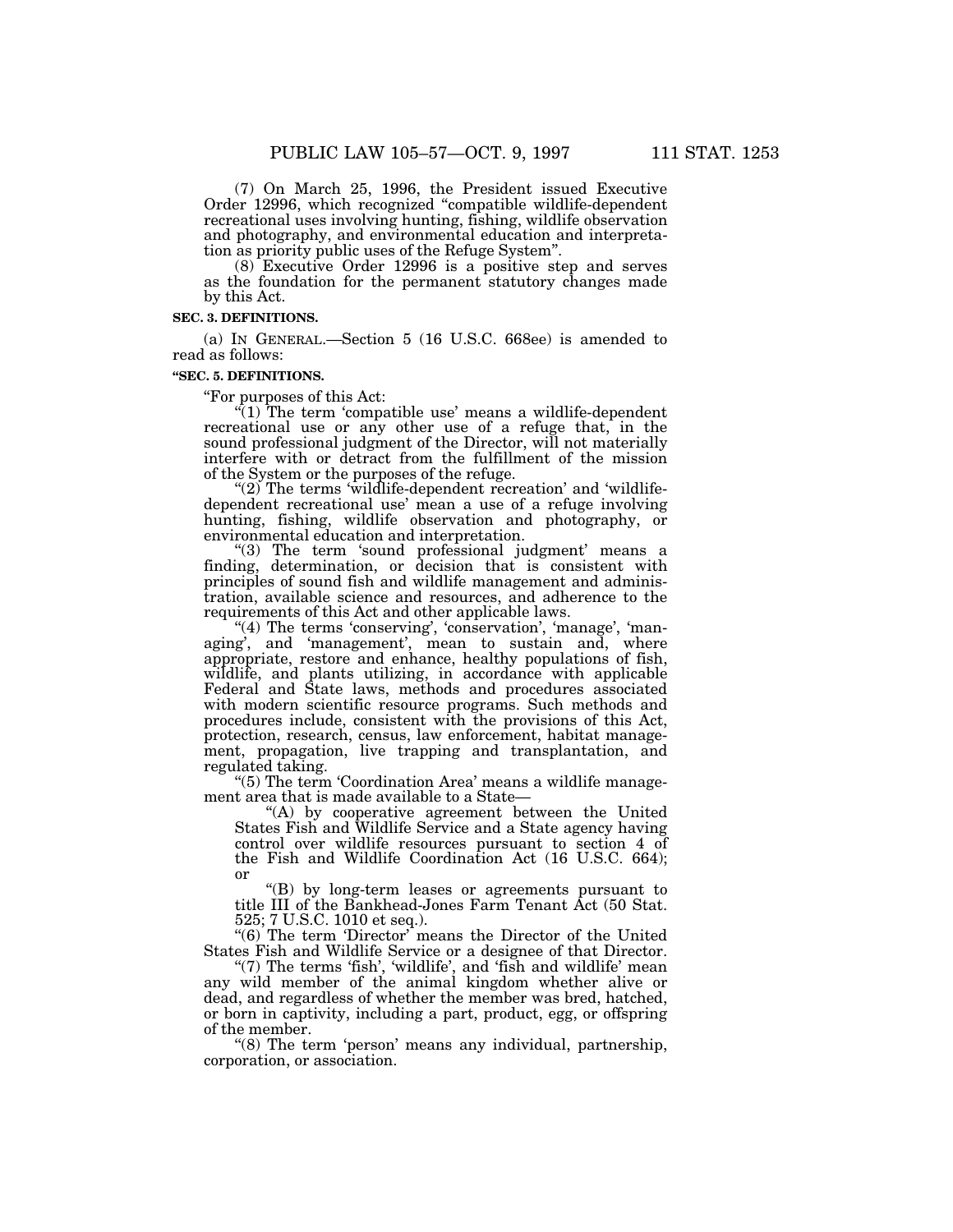(7) On March 25, 1996, the President issued Executive Order 12996, which recognized "compatible wildlife-dependent recreational uses involving hunting, fishing, wildlife observation and photography, and environmental education and interpretation as priority public uses of the Refuge System".

(8) Executive Order 12996 is a positive step and serves as the foundation for the permanent statutory changes made by this Act.

**SEC. 3. DEFINITIONS.**

(a) IN GENERAL.—Section 5 (16 U.S.C. 668ee) is amended to read as follows:

**"SEC. 5. DEFINITIONS.**

"For purposes of this Act:

"(1) The term 'compatible use' means a wildlife-dependent recreational use or any other use of a refuge that, in the sound professional judgment of the Director, will not materially interfere with or detract from the fulfillment of the mission of the System or the purposes of the refuge.

"(2) The terms 'wildlife-dependent recreation' and 'wildlife-dependent recreational use' mean a use of a refuge involving hunting, fishing, wildlife observation and photography, or environmental education and interpretation.

"(3) The term 'sound professional judgment' means a finding, determination, or decision that is consistent with principles of sound fish and wildlife management and administration, available science and resources, and adherence to the requirements of this Act and other applicable laws.

"(4) The terms 'conserving', 'conservation', 'manage', 'managing', and 'management', mean to sustain and, where appropriate, restore and enhance, healthy populations of fish, wildlife, and plants utilizing, in accordance with applicable Federal and State laws, methods and procedures associated with modern scientific resource programs. Such methods and procedures include, consistent with the provisions of this Act, protection, research, census, law enforcement, habitat management, propagation, live trapping and transplantation, and regulated taking.

"(5) The term 'Coordination Area' means a wildlife management area that is made available to a State—

"(A) by cooperative agreement between the United States Fish and Wildlife Service and a State agency having control over wildlife resources pursuant to section 4 of the Fish and Wildlife Coordination Act (16 U.S.C. 664); or

"(B) by long-term leases or agreements pursuant to title III of the Bankhead-Jones Farm Tenant Act (50 Stat. 525; 7 U.S.C. 1010 et seq.).

"(6) The term 'Director' means the Director of the United States Fish and Wildlife Service or a designee of that Director.

"(7) The terms 'fish', 'wildlife', and 'fish and wildlife' mean any wild member of the animal kingdom whether alive or dead, and regardless of whether the member was bred, hatched, or born in captivity, including a part, product, egg, or offspring of the member.

"(8) The term 'person' means any individual, partnership, corporation, or association.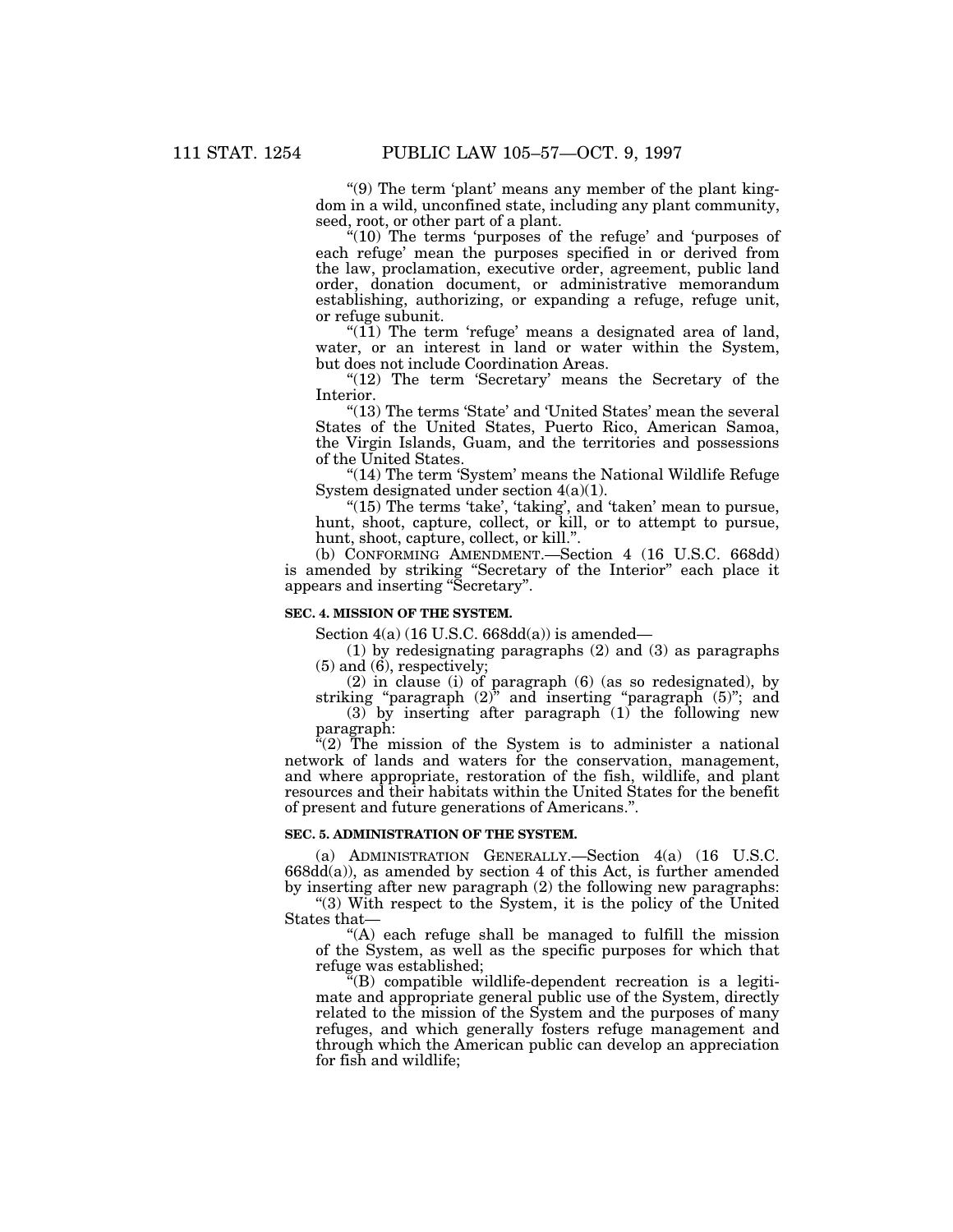"(9) The term 'plant' means any member of the plant kingdom in a wild, unconfined state, including any plant community, seed, root, or other part of a plant.

"(10) The terms 'purposes of the refuge' and 'purposes of each refuge' mean the purposes specified in or derived from the law, proclamation, executive order, agreement, public land order, donation document, or administrative memorandum establishing, authorizing, or expanding a refuge, refuge unit, or refuge subunit.

"(11) The term 'refuge' means a designated area of land, water, or an interest in land or water within the System, but does not include Coordination Areas.

"(12) The term 'Secretary' means the Secretary of the Interior.

"(13) The terms 'State' and 'United States' mean the several States of the United States, Puerto Rico, American Samoa, the Virgin Islands, Guam, and the territories and possessions of the United States.

"(14) The term 'System' means the National Wildlife Refuge System designated under section 4(a)(1).

"(15) The terms 'take', 'taking', and 'taken' mean to pursue, hunt, shoot, capture, collect, or kill, or to attempt to pursue, hunt, shoot, capture, collect, or kill.".

(b) CONFORMING AMENDMENT.—Section 4 (16 U.S.C. 668dd) is amended by striking "Secretary of the Interior" each place it appears and inserting "Secretary".

**SEC. 4. MISSION OF THE SYSTEM.**

Section 4(a) (16 U.S.C. 668dd(a)) is amended—

(1) by redesignating paragraphs (2) and (3) as paragraphs (5) and (6), respectively;

(2) in clause (i) of paragraph (6) (as so redesignated), by striking "paragraph (2)" and inserting "paragraph (5)"; and

(3) by inserting after paragraph (1) the following new paragraph:

"(2) The mission of the System is to administer a national network of lands and waters for the conservation, management, and where appropriate, restoration of the fish, wildlife, and plant resources and their habitats within the United States for the benefit of present and future generations of Americans.".

**SEC. 5. ADMINISTRATION OF THE SYSTEM.**

(a) ADMINISTRATION GENERALLY.—Section 4(a) (16 U.S.C. 668dd(a)), as amended by section 4 of this Act, is further amended by inserting after new paragraph (2) the following new paragraphs:

"(3) With respect to the System, it is the policy of the United States that—

"(A) each refuge shall be managed to fulfill the mission of the System, as well as the specific purposes for which that refuge was established;

"(B) compatible wildlife-dependent recreation is a legitimate and appropriate general public use of the System, directly related to the mission of the System and the purposes of many refuges, and which generally fosters refuge management and through which the American public can develop an appreciation for fish and wildlife;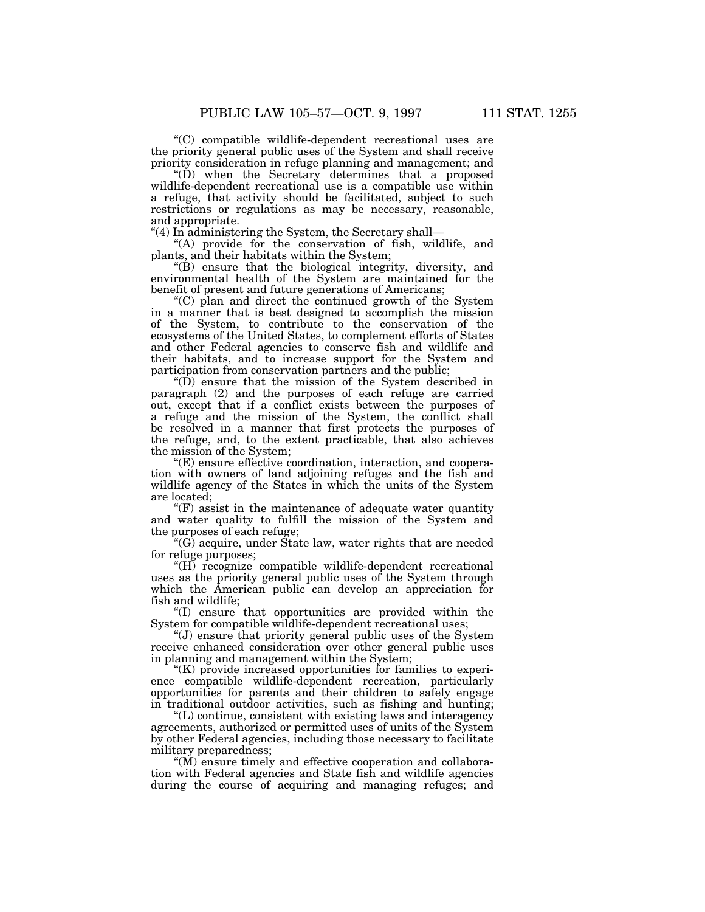"(C) compatible wildlife-dependent recreational uses are the priority general public uses of the System and shall receive priority consideration in refuge planning and management; and

"(D) when the Secretary determines that a proposed wildlife-dependent recreational use is a compatible use within a refuge, that activity should be facilitated, subject to such restrictions or regulations as may be necessary, reasonable, and appropriate.

"(4) In administering the System, the Secretary shall—

"(A) provide for the conservation of fish, wildlife, and plants, and their habitats within the System;

"(B) ensure that the biological integrity, diversity, and environmental health of the System are maintained for the benefit of present and future generations of Americans;

"(C) plan and direct the continued growth of the System in a manner that is best designed to accomplish the mission of the System, to contribute to the conservation of the ecosystems of the United States, to complement efforts of States and other Federal agencies to conserve fish and wildlife and their habitats, and to increase support for the System and participation from conservation partners and the public;

"(D) ensure that the mission of the System described in paragraph (2) and the purposes of each refuge are carried out, except that if a conflict exists between the purposes of a refuge and the mission of the System, the conflict shall be resolved in a manner that first protects the purposes of the refuge, and, to the extent practicable, that also achieves the mission of the System;

"(E) ensure effective coordination, interaction, and cooperation with owners of land adjoining refuges and the fish and wildlife agency of the States in which the units of the System are located;

"(F) assist in the maintenance of adequate water quantity and water quality to fulfill the mission of the System and the purposes of each refuge;

"(G) acquire, under State law, water rights that are needed for refuge purposes;

"(H) recognize compatible wildlife-dependent recreational uses as the priority general public uses of the System through which the American public can develop an appreciation for fish and wildlife;

"(I) ensure that opportunities are provided within the System for compatible wildlife-dependent recreational uses;

"(J) ensure that priority general public uses of the System receive enhanced consideration over other general public uses in planning and management within the System;

"(K) provide increased opportunities for families to experience compatible wildlife-dependent recreation, particularly opportunities for parents and their children to safely engage in traditional outdoor activities, such as fishing and hunting;

"(L) continue, consistent with existing laws and interagency agreements, authorized or permitted uses of units of the System by other Federal agencies, including those necessary to facilitate military preparedness;

"(M) ensure timely and effective cooperation and collaboration with Federal agencies and State fish and wildlife agencies during the course of acquiring and managing refuges; and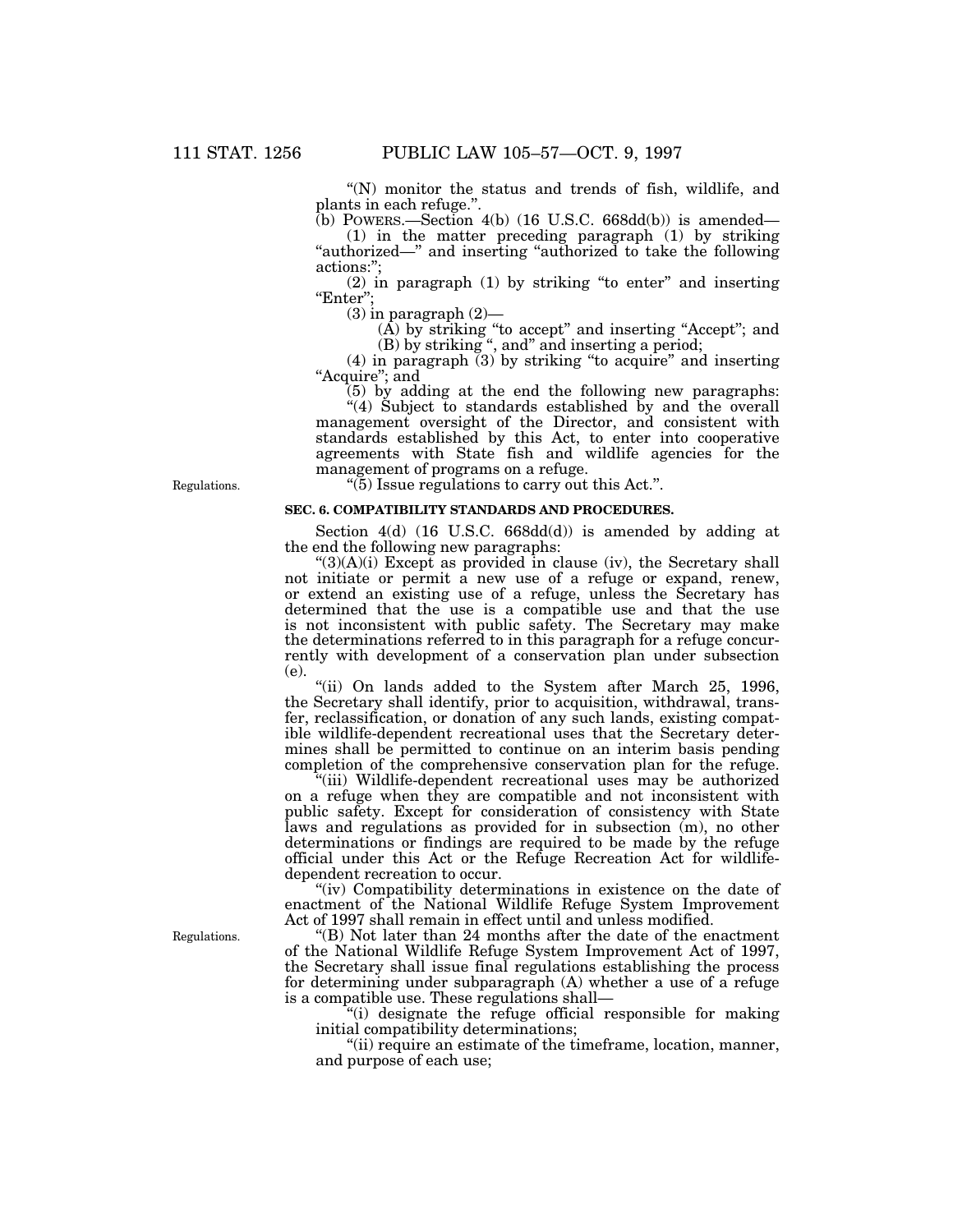"(N) monitor the status and trends of fish, wildlife, and plants in each refuge.".

(b) POWERS.—Section 4(b) (16 U.S.C. 668dd(b)) is amended—

(1) in the matter preceding paragraph (1) by striking "authorized—" and inserting "authorized to take the following actions:";

(2) in paragraph (1) by striking "to enter" and inserting "Enter";

(3) in paragraph (2)—

(A) by striking "to accept" and inserting "Accept"; and

(B) by striking ", and" and inserting a period;

(4) in paragraph (3) by striking "to acquire" and inserting "Acquire"; and

(5) by adding at the end the following new paragraphs:

"(4) Subject to standards established by and the overall management oversight of the Director, and consistent with standards established by this Act, to enter into cooperative agreements with State fish and wildlife agencies for the management of programs on a refuge.

Regulations.

"(5) Issue regulations to carry out this Act.".

**SEC. 6. COMPATIBILITY STANDARDS AND PROCEDURES.**

Section 4(d) (16 U.S.C. 668dd(d)) is amended by adding at the end the following new paragraphs:

"(3)(A)(i) Except as provided in clause (iv), the Secretary shall not initiate or permit a new use of a refuge or expand, renew, or extend an existing use of a refuge, unless the Secretary has determined that the use is a compatible use and that the use is not inconsistent with public safety. The Secretary may make the determinations referred to in this paragraph for a refuge concurrently with development of a conservation plan under subsection (e).

"(ii) On lands added to the System after March 25, 1996, the Secretary shall identify, prior to acquisition, withdrawal, transfer, reclassification, or donation of any such lands, existing compatible wildlife-dependent recreational uses that the Secretary determines shall be permitted to continue on an interim basis pending completion of the comprehensive conservation plan for the refuge.

"(iii) Wildlife-dependent recreational uses may be authorized on a refuge when they are compatible and not inconsistent with public safety. Except for consideration of consistency with State laws and regulations as provided for in subsection (m), no other determinations or findings are required to be made by the refuge official under this Act or the Refuge Recreation Act for wildlife-dependent recreation to occur.

"(iv) Compatibility determinations in existence on the date of enactment of the National Wildlife Refuge System Improvement Act of 1997 shall remain in effect until and unless modified.

Regulations.

"(B) Not later than 24 months after the date of the enactment of the National Wildlife Refuge System Improvement Act of 1997, the Secretary shall issue final regulations establishing the process for determining under subparagraph (A) whether a use of a refuge is a compatible use. These regulations shall—

"(i) designate the refuge official responsible for making initial compatibility determinations;

"(ii) require an estimate of the timeframe, location, manner, and purpose of each use;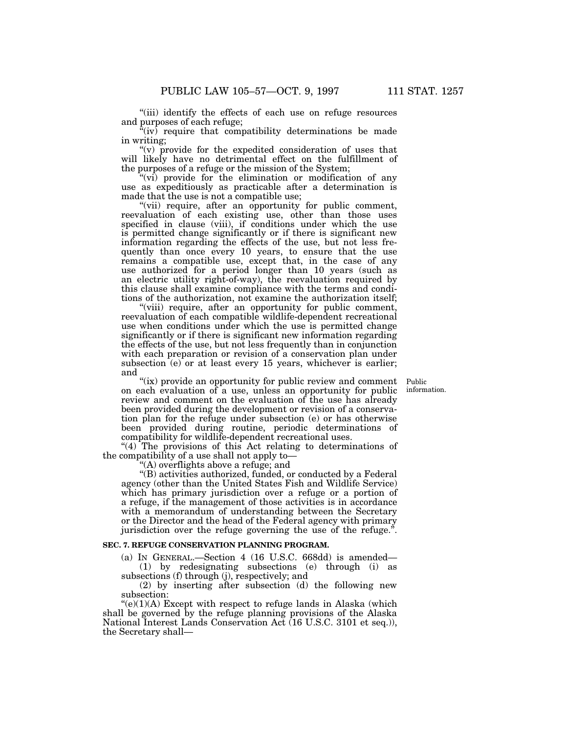"(iii) identify the effects of each use on refuge resources and purposes of each refuge;

"(iv) require that compatibility determinations be made in writing;

"(v) provide for the expedited consideration of uses that will likely have no detrimental effect on the fulfillment of the purposes of a refuge or the mission of the System;

"(vi) provide for the elimination or modification of any use as expeditiously as practicable after a determination is made that the use is not a compatible use;

"(vii) require, after an opportunity for public comment, reevaluation of each existing use, other than those uses specified in clause (viii), if conditions under which the use is permitted change significantly or if there is significant new information regarding the effects of the use, but not less frequently than once every 10 years, to ensure that the use remains a compatible use, except that, in the case of any use authorized for a period longer than 10 years (such as an electric utility right-of-way), the reevaluation required by this clause shall examine compliance with the terms and conditions of the authorization, not examine the authorization itself;

"(viii) require, after an opportunity for public comment, reevaluation of each compatible wildlife-dependent recreational use when conditions under which the use is permitted change significantly or if there is significant new information regarding the effects of the use, but not less frequently than in conjunction with each preparation or revision of a conservation plan under subsection (e) or at least every 15 years, whichever is earlier; and

Public information.

"(ix) provide an opportunity for public review and comment on each evaluation of a use, unless an opportunity for public review and comment on the evaluation of the use has already been provided during the development or revision of a conservation plan for the refuge under subsection (e) or has otherwise been provided during routine, periodic determinations of compatibility for wildlife-dependent recreational uses.

"(4) The provisions of this Act relating to determinations of the compatibility of a use shall not apply to—

"(A) overflights above a refuge; and

"(B) activities authorized, funded, or conducted by a Federal agency (other than the United States Fish and Wildlife Service) which has primary jurisdiction over a refuge or a portion of a refuge, if the management of those activities is in accordance with a memorandum of understanding between the Secretary or the Director and the head of the Federal agency with primary jurisdiction over the refuge governing the use of the refuge.".

**SEC. 7. REFUGE CONSERVATION PLANNING PROGRAM.**

(a) IN GENERAL.—Section 4 (16 U.S.C. 668dd) is amended—

(1) by redesignating subsections (e) through (i) as subsections (f) through (j), respectively; and

(2) by inserting after subsection (d) the following new subsection:

"(e)(1)(A) Except with respect to refuge lands in Alaska (which shall be governed by the refuge planning provisions of the Alaska National Interest Lands Conservation Act (16 U.S.C. 3101 et seq.)), the Secretary shall—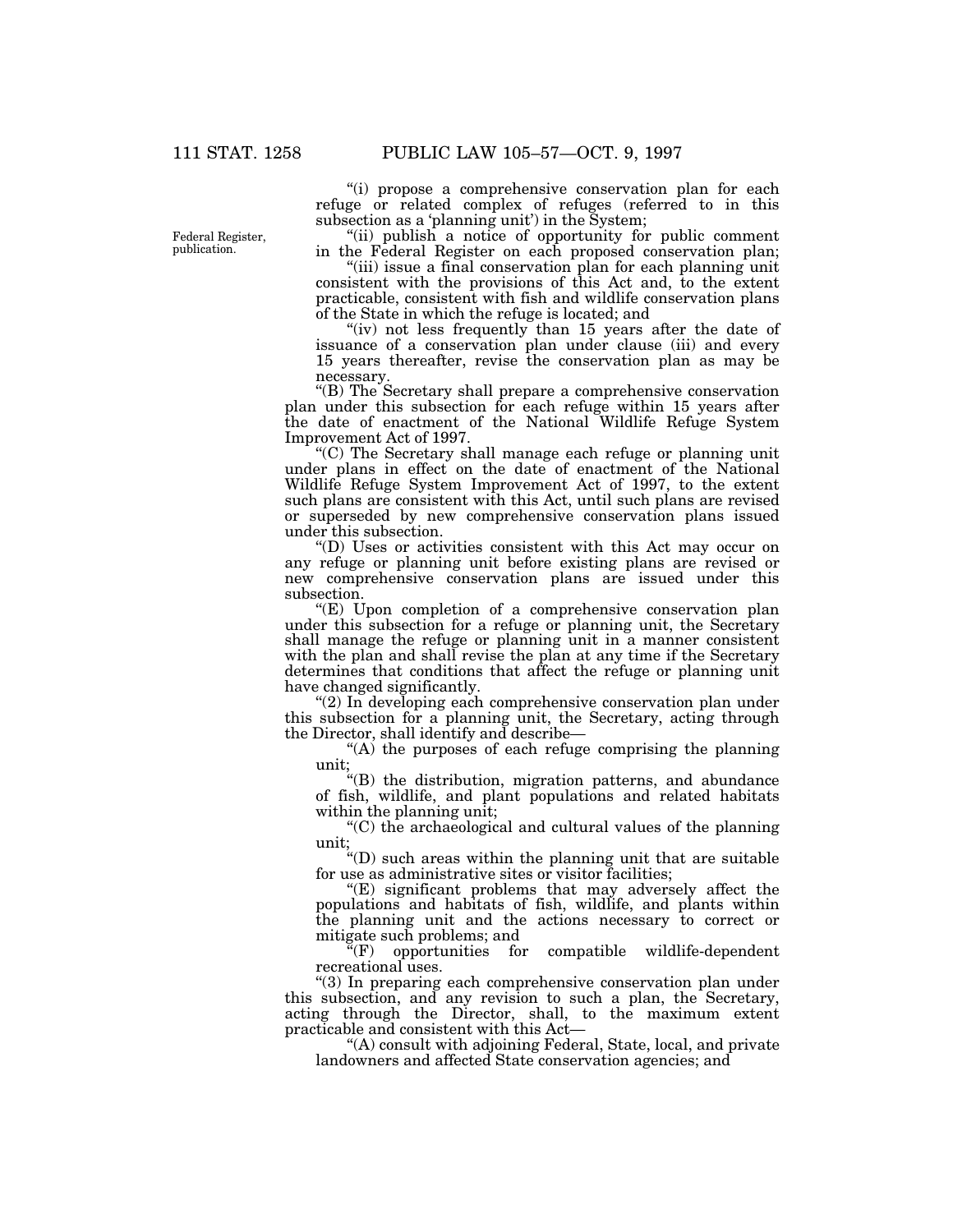"(i) propose a comprehensive conservation plan for each refuge or related complex of refuges (referred to in this subsection as a 'planning unit') in the System;

Federal Register, publication.

"(ii) publish a notice of opportunity for public comment in the Federal Register on each proposed conservation plan;

"(iii) issue a final conservation plan for each planning unit consistent with the provisions of this Act and, to the extent practicable, consistent with fish and wildlife conservation plans of the State in which the refuge is located; and

"(iv) not less frequently than 15 years after the date of issuance of a conservation plan under clause (iii) and every 15 years thereafter, revise the conservation plan as may be necessary.

"(B) The Secretary shall prepare a comprehensive conservation plan under this subsection for each refuge within 15 years after the date of enactment of the National Wildlife Refuge System Improvement Act of 1997.

"(C) The Secretary shall manage each refuge or planning unit under plans in effect on the date of enactment of the National Wildlife Refuge System Improvement Act of 1997, to the extent such plans are consistent with this Act, until such plans are revised or superseded by new comprehensive conservation plans issued under this subsection.

"(D) Uses or activities consistent with this Act may occur on any refuge or planning unit before existing plans are revised or new comprehensive conservation plans are issued under this subsection.

"(E) Upon completion of a comprehensive conservation plan under this subsection for a refuge or planning unit, the Secretary shall manage the refuge or planning unit in a manner consistent with the plan and shall revise the plan at any time if the Secretary determines that conditions that affect the refuge or planning unit have changed significantly.

"(2) In developing each comprehensive conservation plan under this subsection for a planning unit, the Secretary, acting through the Director, shall identify and describe—

"(A) the purposes of each refuge comprising the planning unit;

"(B) the distribution, migration patterns, and abundance of fish, wildlife, and plant populations and related habitats within the planning unit;

"(C) the archaeological and cultural values of the planning unit;

"(D) such areas within the planning unit that are suitable for use as administrative sites or visitor facilities;

"(E) significant problems that may adversely affect the populations and habitats of fish, wildlife, and plants within the planning unit and the actions necessary to correct or mitigate such problems; and

"(F) opportunities for compatible wildlife-dependent recreational uses.

"(3) In preparing each comprehensive conservation plan under this subsection, and any revision to such a plan, the Secretary, acting through the Director, shall, to the maximum extent practicable and consistent with this Act—

"(A) consult with adjoining Federal, State, local, and private landowners and affected State conservation agencies; and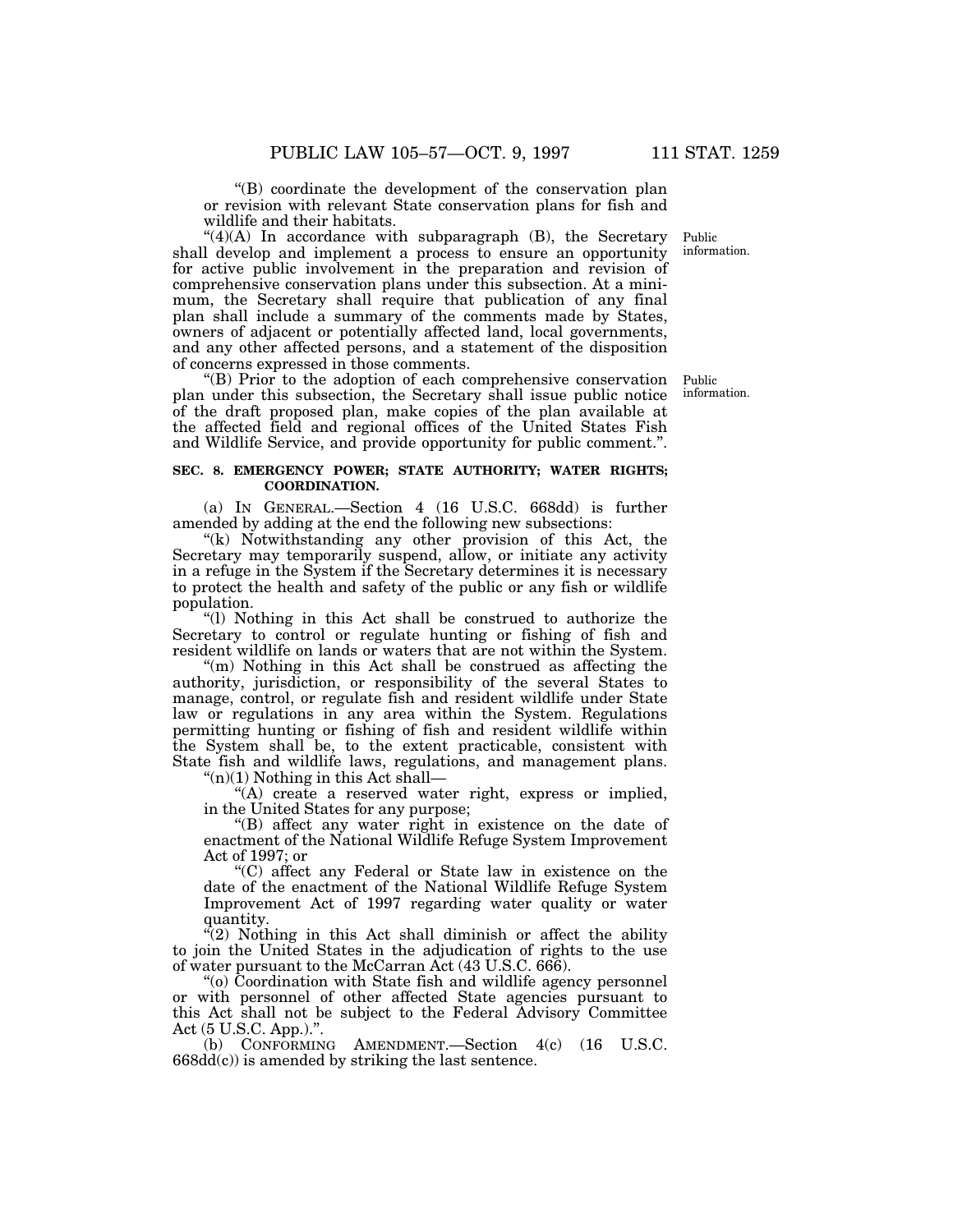"(B) coordinate the development of the conservation plan or revision with relevant State conservation plans for fish and wildlife and their habitats.

"(4)(A) In accordance with subparagraph (B), the Secretary shall develop and implement a process to ensure an opportunity for active public involvement in the preparation and revision of comprehensive conservation plans under this subsection. At a minimum, the Secretary shall require that publication of any final plan shall include a summary of the comments made by States, owners of adjacent or potentially affected land, local governments, and any other affected persons, and a statement of the disposition of concerns expressed in those comments.

Public information.

"(B) Prior to the adoption of each comprehensive conservation plan under this subsection, the Secretary shall issue public notice of the draft proposed plan, make copies of the plan available at the affected field and regional offices of the United States Fish and Wildlife Service, and provide opportunity for public comment.".

Public information.

**SEC. 8. EMERGENCY POWER; STATE AUTHORITY; WATER RIGHTS; COORDINATION.**

(a) IN GENERAL.—Section 4 (16 U.S.C. 668dd) is further amended by adding at the end the following new subsections:

"(k) Notwithstanding any other provision of this Act, the Secretary may temporarily suspend, allow, or initiate any activity in a refuge in the System if the Secretary determines it is necessary to protect the health and safety of the public or any fish or wildlife population.

"(l) Nothing in this Act shall be construed to authorize the Secretary to control or regulate hunting or fishing of fish and resident wildlife on lands or waters that are not within the System.

"(m) Nothing in this Act shall be construed as affecting the authority, jurisdiction, or responsibility of the several States to manage, control, or regulate fish and resident wildlife under State law or regulations in any area within the System. Regulations permitting hunting or fishing of fish and resident wildlife within the System shall be, to the extent practicable, consistent with State fish and wildlife laws, regulations, and management plans.

"(n)(1) Nothing in this Act shall—

"(A) create a reserved water right, express or implied, in the United States for any purpose;

"(B) affect any water right in existence on the date of enactment of the National Wildlife Refuge System Improvement Act of 1997; or

"(C) affect any Federal or State law in existence on the date of the enactment of the National Wildlife Refuge System Improvement Act of 1997 regarding water quality or water quantity.

"(2) Nothing in this Act shall diminish or affect the ability to join the United States in the adjudication of rights to the use of water pursuant to the McCarran Act (43 U.S.C. 666).

"(o) Coordination with State fish and wildlife agency personnel or with personnel of other affected State agencies pursuant to this Act shall not be subject to the Federal Advisory Committee Act (5 U.S.C. App.).".

(b) CONFORMING AMENDMENT.—Section 4(c) (16 U.S.C. 668dd(c)) is amended by striking the last sentence.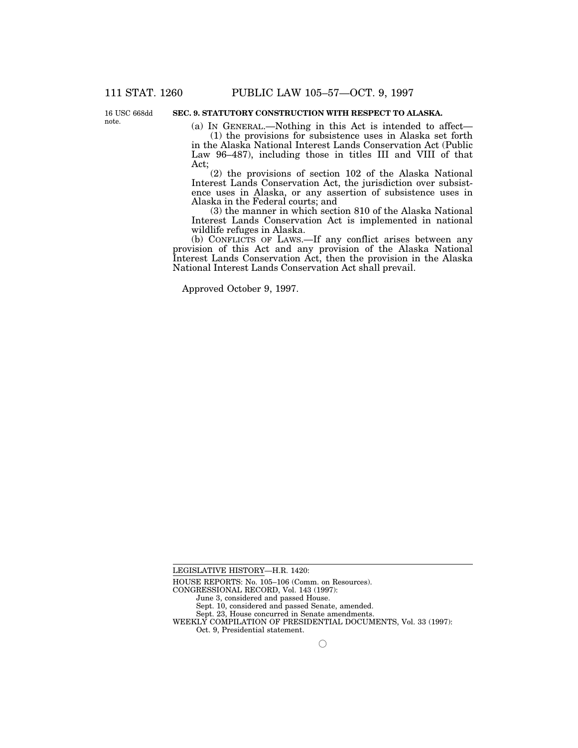16 USC 668dd note.

**SEC. 9. STATUTORY CONSTRUCTION WITH RESPECT TO ALASKA.**

(a) IN GENERAL.—Nothing in this Act is intended to affect—

(1) the provisions for subsistence uses in Alaska set forth in the Alaska National Interest Lands Conservation Act (Public Law 96–487), including those in titles III and VIII of that Act;

(2) the provisions of section 102 of the Alaska National Interest Lands Conservation Act, the jurisdiction over subsistence uses in Alaska, or any assertion of subsistence uses in Alaska in the Federal courts; and

(3) the manner in which section 810 of the Alaska National Interest Lands Conservation Act is implemented in national wildlife refuges in Alaska.

(b) CONFLICTS OF LAWS.—If any conflict arises between any provision of this Act and any provision of the Alaska National Interest Lands Conservation Act, then the provision in the Alaska National Interest Lands Conservation Act shall prevail.

Approved October 9, 1997.

---

LEGISLATIVE HISTORY—H.R. 1420:

HOUSE REPORTS: No. 105–106 (Comm. on Resources).
CONGRESSIONAL RECORD, Vol. 143 (1997):
June 3, considered and passed House.
Sept. 10, considered and passed Senate, amended.
Sept. 23, House concurred in Senate amendments.
WEEKLY COMPILATION OF PRESIDENTIAL DOCUMENTS, Vol. 33 (1997):
Oct. 9, Presidential statement.